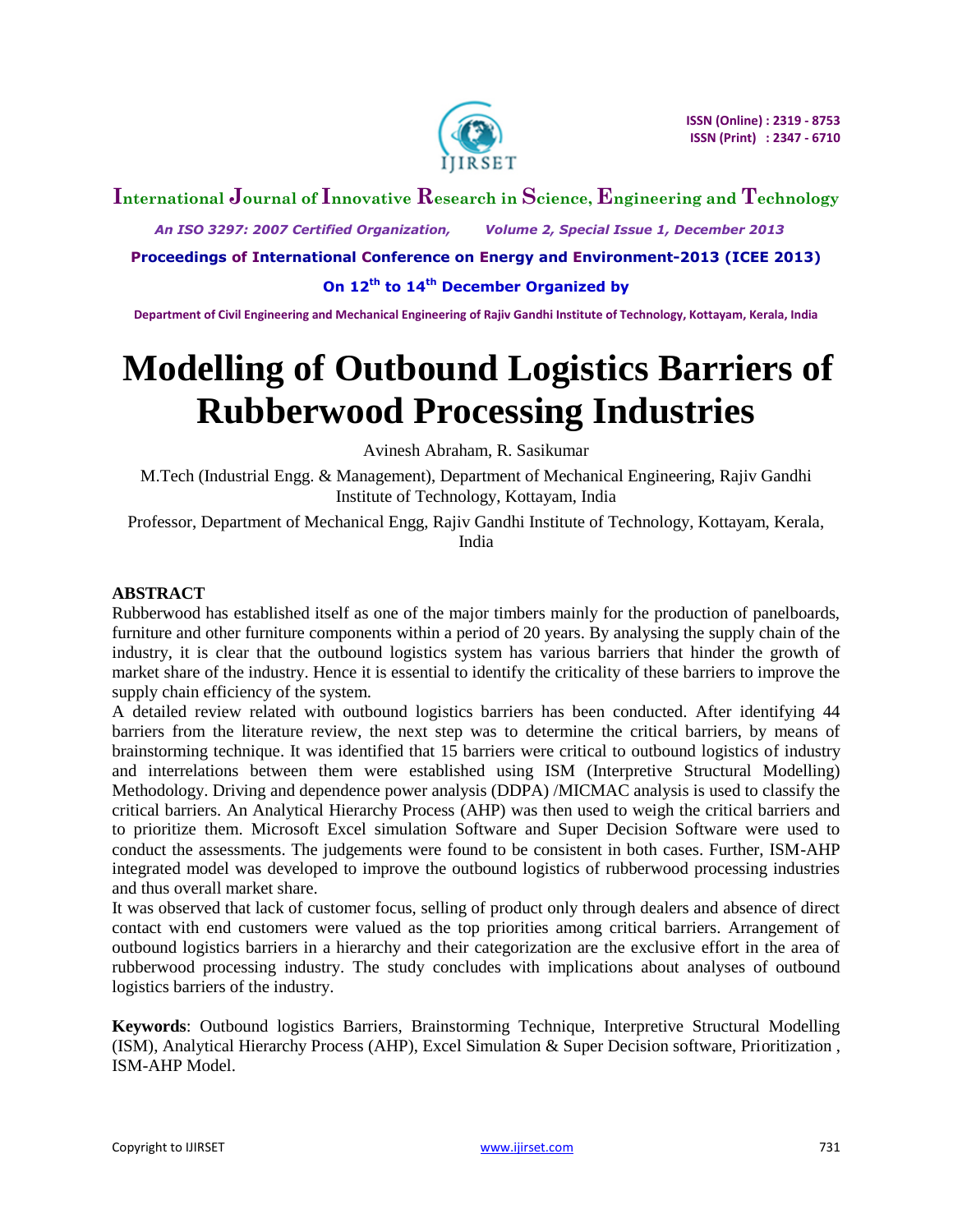# Modelling of Outbound Logistics Barriers of Rubberwood Processing Industries

Avinesh Abraham, R. Sasikumar

M.Tech (Industrial Engg. & Management), Department of Mechanical Engineering, Rajiv Gandhi Institute of Technology, Kottayam, India

Professor, Department of Mechanical Engg, Rajiv Gandhi Institute of Technology, Kottayam, Kerala, India

**ABSTRACT**

Rubberwood has established itself as one of the major timbers mainly for the production of panelboards, furniture and other furniture components within a period of 20 years. By analysing the supply chain of the industry, it is clear that the outbound logistics system has various barriers that hinder the growth of market share of the industry. Hence it is essential to identify the criticality of these barriers to improve the supply chain efficiency of the system.

A detailed review related with outbound logistics barriers has been conducted. After identifying 44 barriers from the literature review, the next step was to determine the critical barriers, by means of brainstorming technique. It was identified that 15 barriers were critical to outbound logistics of industry and interrelations between them were established using ISM (Interpretive Structural Modelling) Methodology. Driving and dependence power analysis (DDPA) /MICMAC analysis is used to classify the critical barriers. An Analytical Hierarchy Process (AHP) was then used to weigh the critical barriers and to prioritize them. Microsoft Excel simulation Software and Super Decision Software were used to conduct the assessments. The judgements were found to be consistent in both cases. Further, ISM-AHP integrated model was developed to improve the outbound logistics of rubberwood processing industries and thus overall market share.

It was observed that lack of customer focus, selling of product only through dealers and absence of direct contact with end customers were valued as the top priorities among critical barriers. Arrangement of outbound logistics barriers in a hierarchy and their categorization are the exclusive effort in the area of rubberwood processing industry. The study concludes with implications about analyses of outbound logistics barriers of the industry.

**Keywords**: Outbound logistics Barriers, Brainstorming Technique, Interpretive Structural Modelling (ISM), Analytical Hierarchy Process (AHP), Excel Simulation & Super Decision software, Prioritization , ISM-AHP Model.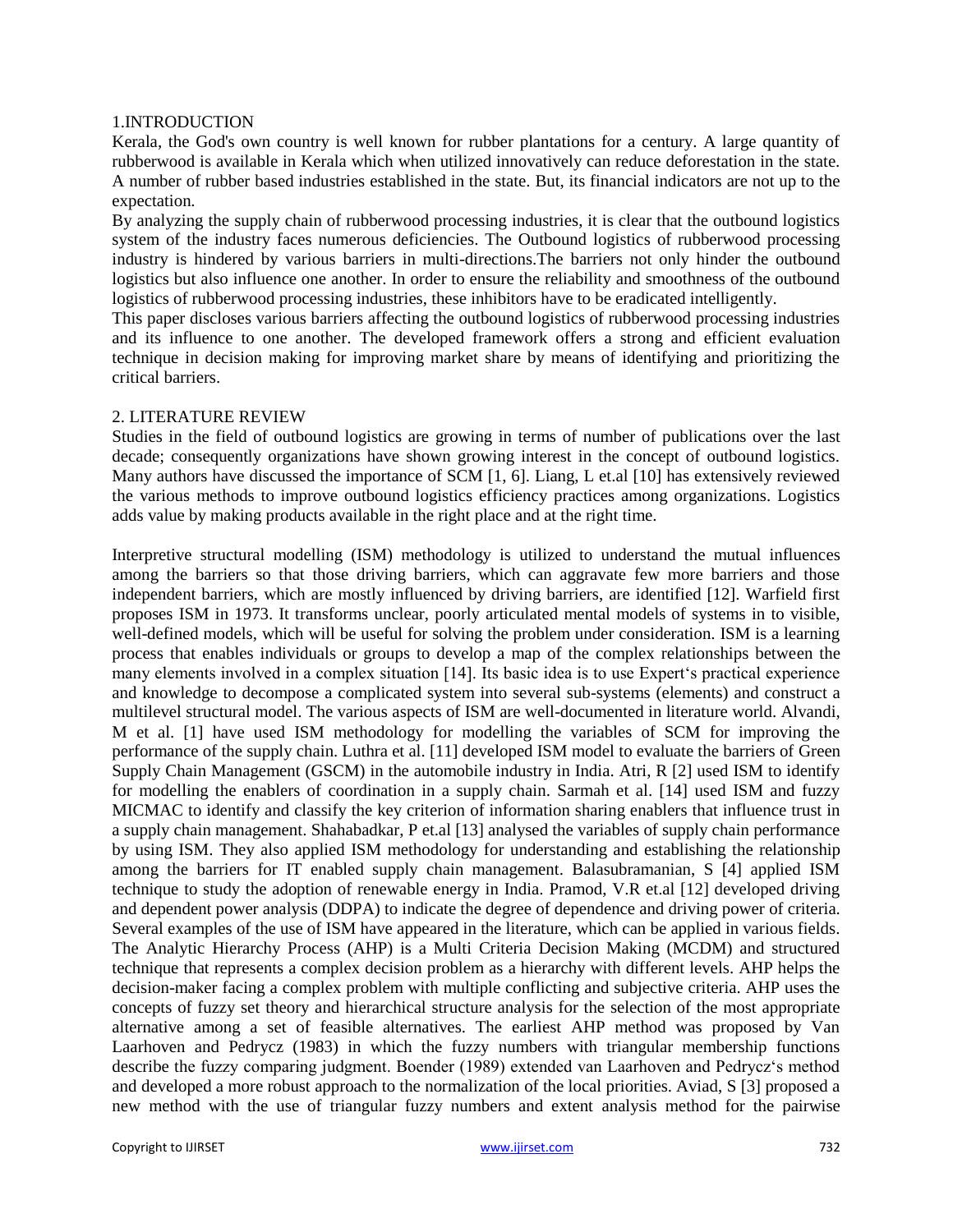## 1.INTRODUCTION

Kerala, the God's own country is well known for rubber plantations for a century. A large quantity of rubberwood is available in Kerala which when utilized innovatively can reduce deforestation in the state. A number of rubber based industries established in the state. But, its financial indicators are not up to the expectation.

By analyzing the supply chain of rubberwood processing industries, it is clear that the outbound logistics system of the industry faces numerous deficiencies. The Outbound logistics of rubberwood processing industry is hindered by various barriers in multi-directions.The barriers not only hinder the outbound logistics but also influence one another. In order to ensure the reliability and smoothness of the outbound logistics of rubberwood processing industries, these inhibitors have to be eradicated intelligently.

This paper discloses various barriers affecting the outbound logistics of rubberwood processing industries and its influence to one another. The developed framework offers a strong and efficient evaluation technique in decision making for improving market share by means of identifying and prioritizing the critical barriers.

## 2. LITERATURE REVIEW

Studies in the field of outbound logistics are growing in terms of number of publications over the last decade; consequently organizations have shown growing interest in the concept of outbound logistics. Many authors have discussed the importance of SCM [1, 6]. Liang, L et.al [10] has extensively reviewed the various methods to improve outbound logistics efficiency practices among organizations. Logistics adds value by making products available in the right place and at the right time.

Interpretive structural modelling (ISM) methodology is utilized to understand the mutual influences among the barriers so that those driving barriers, which can aggravate few more barriers and those independent barriers, which are mostly influenced by driving barriers, are identified [12]. Warfield first proposes ISM in 1973. It transforms unclear, poorly articulated mental models of systems in to visible, well-defined models, which will be useful for solving the problem under consideration. ISM is a learning process that enables individuals or groups to develop a map of the complex relationships between the many elements involved in a complex situation [14]. Its basic idea is to use Expert‛s practical experience and knowledge to decompose a complicated system into several sub-systems (elements) and construct a multilevel structural model. The various aspects of ISM are well-documented in literature world. Alvandi, M et al. [1] have used ISM methodology for modelling the variables of SCM for improving the performance of the supply chain. Luthra et al. [11] developed ISM model to evaluate the barriers of Green Supply Chain Management (GSCM) in the automobile industry in India. Atri, R [2] used ISM to identify for modelling the enablers of coordination in a supply chain. Sarmah et al. [14] used ISM and fuzzy MICMAC to identify and classify the key criterion of information sharing enablers that influence trust in a supply chain management. Shahabadkar, P et.al [13] analysed the variables of supply chain performance by using ISM. They also applied ISM methodology for understanding and establishing the relationship among the barriers for IT enabled supply chain management. Balasubramanian, S [4] applied ISM technique to study the adoption of renewable energy in India. Pramod, V.R et.al [12] developed driving and dependent power analysis (DDPA) to indicate the degree of dependence and driving power of criteria. Several examples of the use of ISM have appeared in the literature, which can be applied in various fields. The Analytic Hierarchy Process (AHP) is a Multi Criteria Decision Making (MCDM) and structured technique that represents a complex decision problem as a hierarchy with different levels. AHP helps the decision-maker facing a complex problem with multiple conflicting and subjective criteria. AHP uses the concepts of fuzzy set theory and hierarchical structure analysis for the selection of the most appropriate alternative among a set of feasible alternatives. The earliest AHP method was proposed by Van Laarhoven and Pedrycz (1983) in which the fuzzy numbers with triangular membership functions describe the fuzzy comparing judgment. Boender (1989) extended van Laarhoven and Pedrycz‛s method and developed a more robust approach to the normalization of the local priorities. Aviad, S [3] proposed a new method with the use of triangular fuzzy numbers and extent analysis method for the pairwise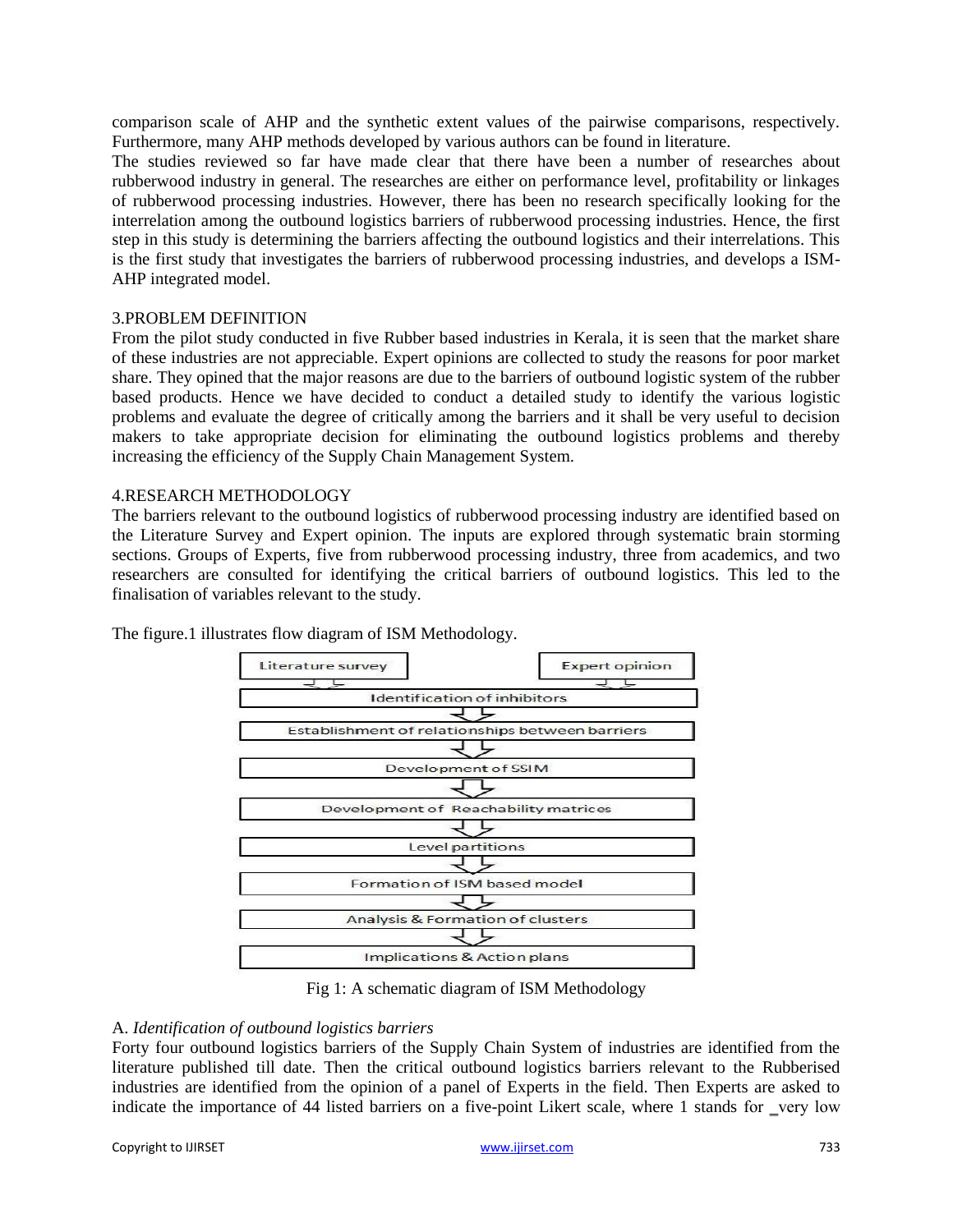comparison scale of AHP and the synthetic extent values of the pairwise comparisons, respectively. Furthermore, many AHP methods developed by various authors can be found in literature.

The studies reviewed so far have made clear that there have been a number of researches about rubberwood industry in general. The researches are either on performance level, profitability or linkages of rubberwood processing industries. However, there has been no research specifically looking for the interrelation among the outbound logistics barriers of rubberwood processing industries. Hence, the first step in this study is determining the barriers affecting the outbound logistics and their interrelations. This is the first study that investigates the barriers of rubberwood processing industries, and develops a ISM-AHP integrated model.

## 3.PROBLEM DEFINITION

From the pilot study conducted in five Rubber based industries in Kerala, it is seen that the market share of these industries are not appreciable. Expert opinions are collected to study the reasons for poor market share. They opined that the major reasons are due to the barriers of outbound logistic system of the rubber based products. Hence we have decided to conduct a detailed study to identify the various logistic problems and evaluate the degree of critically among the barriers and it shall be very useful to decision makers to take appropriate decision for eliminating the outbound logistics problems and thereby increasing the efficiency of the Supply Chain Management System.

## 4.RESEARCH METHODOLOGY

The barriers relevant to the outbound logistics of rubberwood processing industry are identified based on the Literature Survey and Expert opinion. The inputs are explored through systematic brain storming sections. Groups of Experts, five from rubberwood processing industry, three from academics, and two researchers are consulted for identifying the critical barriers of outbound logistics. This led to the finalisation of variables relevant to the study.

The figure.1 illustrates flow diagram of ISM Methodology.

Literature survey | Expert opinion

↓

Identification of inhibitors

↓

Establishment of relationships between barriers

↓

Development of SSIM

↓

Development of Reachability matrices

↓

Level partitions

↓

Formation of ISM based model

↓

Analysis & Formation of clusters

↓

Implications & Action plans

Fig 1: A schematic diagram of ISM Methodology

### A. *Identification of outbound logistics barriers*

Forty four outbound logistics barriers of the Supply Chain System of industries are identified from the literature published till date. Then the critical outbound logistics barriers relevant to the Rubberised industries are identified from the opinion of a panel of Experts in the field. Then Experts are asked to indicate the importance of 44 listed barriers on a five-point Likert scale, where 1 stands for ‗very low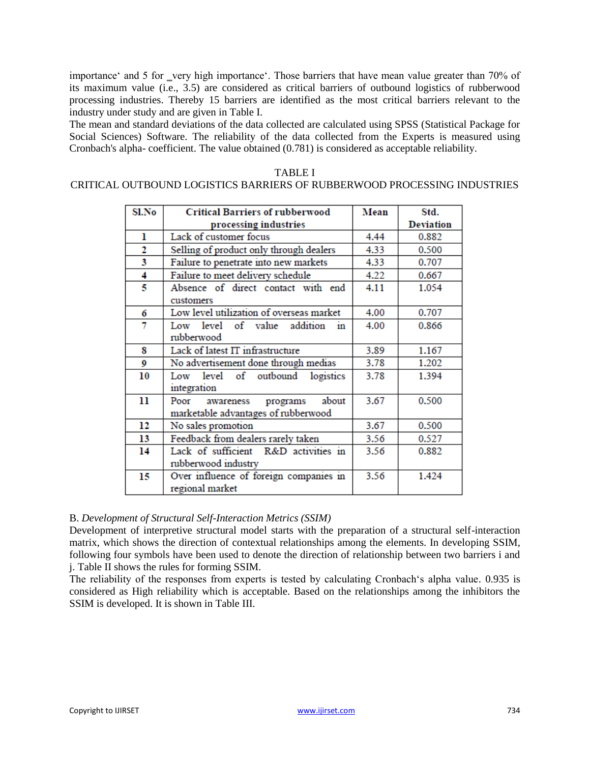importance‘ and 5 for _very high importance‘. Those barriers that have mean value greater than 70% of its maximum value (i.e., 3.5) are considered as critical barriers of outbound logistics of rubberwood processing industries. Thereby 15 barriers are identified as the most critical barriers relevant to the industry under study and are given in Table I.

The mean and standard deviations of the data collected are calculated using SPSS (Statistical Package for Social Sciences) Software. The reliability of the data collected from the Experts is measured using Cronbach's alpha- coefficient. The value obtained (0.781) is considered as acceptable reliability.

TABLE I
CRITICAL OUTBOUND LOGISTICS BARRIERS OF RUBBERWOOD PROCESSING INDUSTRIES

| Sl.No | Critical Barriers of rubberwood processing industries | Mean | Std. Deviation |
|---|---|---|---|
| 1 | Lack of customer focus | 4.44 | 0.882 |
| 2 | Selling of product only through dealers | 4.33 | 0.500 |
| 3 | Failure to penetrate into new markets | 4.33 | 0.707 |
| 4 | Failure to meet delivery schedule | 4.22 | 0.667 |
| 5 | Absence of direct contact with end customers | 4.11 | 1.054 |
| 6 | Low level utilization of overseas market | 4.00 | 0.707 |
| 7 | Low level of value addition in rubberwood | 4.00 | 0.866 |
| 8 | Lack of latest IT infrastructure | 3.89 | 1.167 |
| 9 | No advertisement done through medias | 3.78 | 1.202 |
| 10 | Low level of outbound logistics integration | 3.78 | 1.394 |
| 11 | Poor awareness programs about marketable advantages of rubberwood | 3.67 | 0.500 |
| 12 | No sales promotion | 3.67 | 0.500 |
| 13 | Feedback from dealers rarely taken | 3.56 | 0.527 |
| 14 | Lack of sufficient R&D activities in rubberwood industry | 3.56 | 0.882 |
| 15 | Over influence of foreign companies in regional market | 3.56 | 1.424 |

B. *Development of Structural Self-Interaction Metrics (SSIM)*

Development of interpretive structural model starts with the preparation of a structural self-interaction matrix, which shows the direction of contextual relationships among the elements. In developing SSIM, following four symbols have been used to denote the direction of relationship between two barriers i and j. Table II shows the rules for forming SSIM.

The reliability of the responses from experts is tested by calculating Cronbach‘s alpha value. 0.935 is considered as High reliability which is acceptable. Based on the relationships among the inhibitors the SSIM is developed. It is shown in Table III.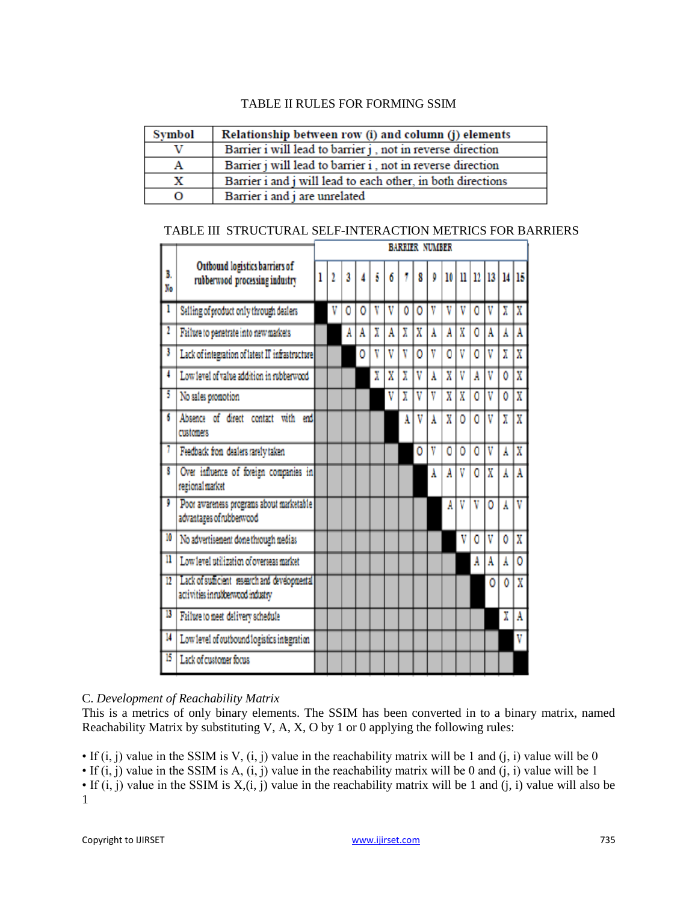TABLE II RULES FOR FORMING SSIM

| Symbol | Relationship between row (i) and column (j) elements |
|---|---|
| V | Barrier i will lead to barrier j , not in reverse direction |
| A | Barrier j will lead to barrier i , not in reverse direction |
| X | Barrier i and j will lead to each other, in both directions |
| O | Barrier i and j are unrelated |

TABLE III STRUCTURAL SELF-INTERACTION METRICS FOR BARRIERS

| B. No | Outbound logistics barriers of rubberwood processing industry | BARRIER NUMBER | | | | | | | | | | | | | | |
|---|---|---|---|---|---|---|---|---|---|---|---|---|---|---|---|---|
| | | 1 | 2 | 3 | 4 | 5 | 6 | 7 | 8 | 9 | 10 | 11 | 12 | 13 | 14 | 15 |
| 1 | Selling of product only through dealers | | V | O | O | V | V | O | O | V | V | V | O | V | X | X |
| 2 | Failure to penetrate into new markets | | | A | A | X | A | X | X | A | A | X | O | A | A | A |
| 3 | Lack of integration of latest IT infrastructure | | | | O | V | V | V | O | V | O | V | O | V | X | X |
| 4 | Low level of value addition in rubberwood | | | | | X | X | X | V | A | X | V | A | V | O | X |
| 5 | No sales promotion | | | | | | V | X | V | V | X | X | O | V | O | X |
| 6 | Absence of direct contact with end customers | | | | | | | A | V | A | X | O | O | V | X | X |
| 7 | Feedback fron dealers rarely taken | | | | | | | | O | V | O | O | O | V | A | X |
| 8 | Over influence of foreign companies in regional market | | | | | | | | | A | A | V | O | X | A | A |
| 9 | Poor awareness programs about marketable advantages of rubberwood | | | | | | | | | | A | V | V | O | A | V |
| 10 | No advertisement done through medias | | | | | | | | | | | V | O | V | O | X |
| 11 | Low level utilization of overseas market | | | | | | | | | | | | A | A | A | O |
| 12 | Lack of sufficient research and developmental activities in rubberwood industry | | | | | | | | | | | | | O | O | X |
| 13 | Failure to meet delivery schedule | | | | | | | | | | | | | | X | A |
| 14 | Low level of outbound logistics integration | | | | | | | | | | | | | | | V |
| 15 | Lack of customer focus | | | | | | | | | | | | | | | |

C. *Development of Reachability Matrix*

This is a metrics of only binary elements. The SSIM has been converted in to a binary matrix, named Reachability Matrix by substituting V, A, X, O by 1 or 0 applying the following rules:

- If (i, j) value in the SSIM is V, (i, j) value in the reachability matrix will be 1 and (j, i) value will be 0
- If (i, j) value in the SSIM is A, (i, j) value in the reachability matrix will be 0 and (j, i) value will be 1
- If (i, j) value in the SSIM is X,(i, j) value in the reachability matrix will be 1 and (j, i) value will also be 1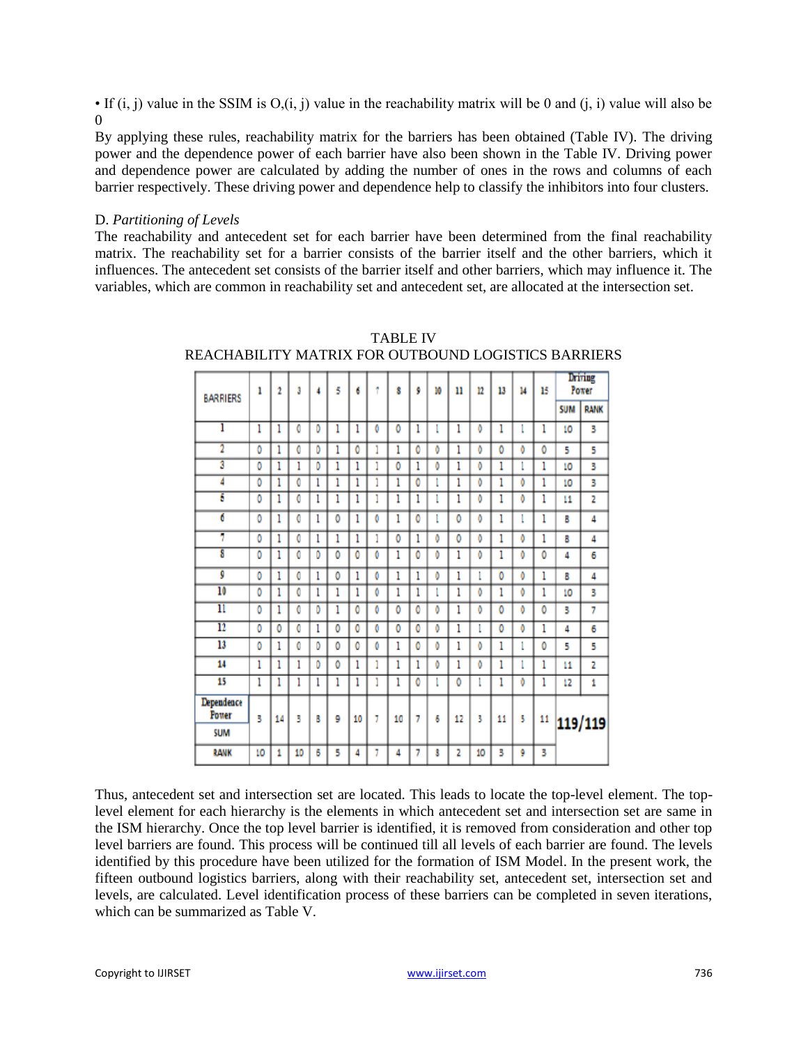• If (i, j) value in the SSIM is O,(i, j) value in the reachability matrix will be 0 and (j, i) value will also be 0

By applying these rules, reachability matrix for the barriers has been obtained (Table IV). The driving power and the dependence power of each barrier have also been shown in the Table IV. Driving power and dependence power are calculated by adding the number of ones in the rows and columns of each barrier respectively. These driving power and dependence help to classify the inhibitors into four clusters.

D. *Partitioning of Levels*

The reachability and antecedent set for each barrier have been determined from the final reachability matrix. The reachability set for a barrier consists of the barrier itself and the other barriers, which it influences. The antecedent set consists of the barrier itself and other barriers, which may influence it. The variables, which are common in reachability set and antecedent set, are allocated at the intersection set.

TABLE IV
REACHABILITY MATRIX FOR OUTBOUND LOGISTICS BARRIERS

| BARRIERS | 1 | 2 | 3 | 4 | 5 | 6 | 7 | 8 | 9 | 10 | 11 | 12 | 13 | 14 | 15 | Driving Power | |
|---|---|---|---|---|---|---|---|---|---|---|---|---|---|---|---|---|---|
| | | | | | | | | | | | | | | | | SUM | RANK |
| 1 | 1 | 1 | 0 | 0 | 1 | 1 | 0 | 0 | 1 | 1 | 1 | 0 | 1 | 1 | 1 | 10 | 3 |
| 2 | 0 | 1 | 0 | 0 | 1 | 0 | 1 | 1 | 0 | 0 | 1 | 0 | 0 | 0 | 0 | 5 | 5 |
| 3 | 0 | 1 | 1 | 0 | 1 | 1 | 1 | 0 | 1 | 0 | 1 | 0 | 1 | 1 | 1 | 10 | 3 |
| 4 | 0 | 1 | 0 | 1 | 1 | 1 | 1 | 1 | 0 | 1 | 1 | 0 | 1 | 0 | 1 | 10 | 3 |
| 5 | 0 | 1 | 0 | 1 | 1 | 1 | 1 | 1 | 1 | 1 | 1 | 0 | 1 | 0 | 1 | 11 | 2 |
| 6 | 0 | 1 | 0 | 1 | 0 | 1 | 0 | 1 | 0 | 1 | 0 | 0 | 1 | 1 | 1 | 8 | 4 |
| 7 | 0 | 1 | 0 | 1 | 1 | 1 | 1 | 0 | 1 | 0 | 0 | 0 | 1 | 0 | 1 | 8 | 4 |
| 8 | 0 | 1 | 0 | 0 | 0 | 0 | 0 | 1 | 0 | 0 | 1 | 0 | 1 | 0 | 0 | 4 | 6 |
| 9 | 0 | 1 | 0 | 1 | 0 | 1 | 0 | 1 | 1 | 0 | 1 | 1 | 0 | 0 | 1 | 8 | 4 |
| 10 | 0 | 1 | 0 | 1 | 1 | 1 | 0 | 1 | 1 | 1 | 1 | 0 | 1 | 0 | 1 | 10 | 3 |
| 11 | 0 | 1 | 0 | 0 | 1 | 0 | 0 | 0 | 0 | 0 | 1 | 0 | 0 | 0 | 0 | 3 | 7 |
| 12 | 0 | 0 | 0 | 1 | 0 | 0 | 0 | 0 | 0 | 0 | 1 | 1 | 0 | 0 | 1 | 4 | 6 |
| 13 | 0 | 1 | 0 | 0 | 0 | 0 | 0 | 1 | 0 | 0 | 1 | 0 | 1 | 1 | 0 | 5 | 5 |
| 14 | 1 | 1 | 1 | 0 | 0 | 1 | 1 | 1 | 1 | 0 | 1 | 0 | 1 | 1 | 1 | 11 | 2 |
| 15 | 1 | 1 | 1 | 1 | 1 | 1 | 1 | 1 | 0 | 1 | 0 | 1 | 1 | 0 | 1 | 12 | 1 |
| Dependence Power SUM | 3 | 14 | 3 | 8 | 9 | 10 | 7 | 10 | 7 | 6 | 12 | 3 | 11 | 5 | 11 | 119/119 | |
| RANK | 10 | 1 | 10 | 6 | 5 | 4 | 7 | 4 | 7 | 8 | 2 | 10 | 3 | 9 | 3 | | |

Thus, antecedent set and intersection set are located. This leads to locate the top-level element. The top-level element for each hierarchy is the elements in which antecedent set and intersection set are same in the ISM hierarchy. Once the top level barrier is identified, it is removed from consideration and other top level barriers are found. This process will be continued till all levels of each barrier are found. The levels identified by this procedure have been utilized for the formation of ISM Model. In the present work, the fifteen outbound logistics barriers, along with their reachability set, antecedent set, intersection set and levels, are calculated. Level identification process of these barriers can be completed in seven iterations, which can be summarized as Table V.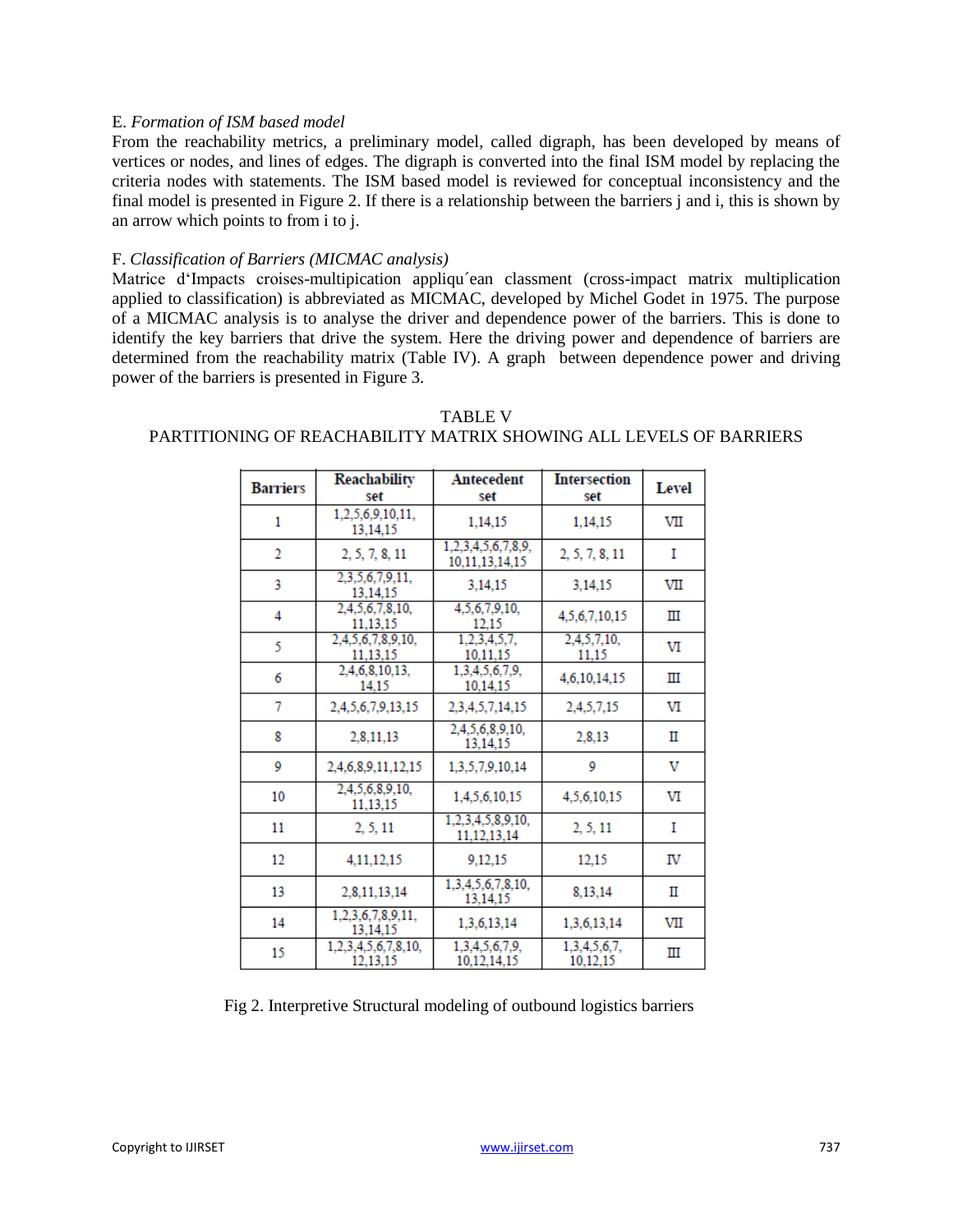E. *Formation of ISM based model*

From the reachability metrics, a preliminary model, called digraph, has been developed by means of vertices or nodes, and lines of edges. The digraph is converted into the final ISM model by replacing the criteria nodes with statements. The ISM based model is reviewed for conceptual inconsistency and the final model is presented in Figure 2. If there is a relationship between the barriers j and i, this is shown by an arrow which points to from i to j.

F. *Classification of Barriers (MICMAC analysis)*

Matrice d'Impacts croises-multipication appliqu´ean classment (cross-impact matrix multiplication applied to classification) is abbreviated as MICMAC, developed by Michel Godet in 1975. The purpose of a MICMAC analysis is to analyse the driver and dependence power of the barriers. This is done to identify the key barriers that drive the system. Here the driving power and dependence of barriers are determined from the reachability matrix (Table IV). A graph between dependence power and driving power of the barriers is presented in Figure 3.

TABLE V
PARTITIONING OF REACHABILITY MATRIX SHOWING ALL LEVELS OF BARRIERS

| Barriers | Reachability set | Antecedent set | Intersection set | Level |
|---|---|---|---|---|
| 1 | 1,2,5,6,9,10,11, 13,14,15 | 1,14,15 | 1,14,15 | VII |
| 2 | 2, 5, 7, 8, 11 | 1,2,3,4,5,6,7,8,9, 10,11,13,14,15 | 2, 5, 7, 8, 11 | I |
| 3 | 2,3,5,6,7,9,11, 13,14,15 | 3,14,15 | 3,14,15 | VII |
| 4 | 2,4,5,6,7,8,10, 11,13,15 | 4,5,6,7,9,10, 12,15 | 4,5,6,7,10,15 | III |
| 5 | 2,4,5,6,7,8,9,10, 11,13,15 | 1,2,3,4,5,7, 10,11,15 | 2,4,5,7,10, 11,15 | VI |
| 6 | 2,4,6,8,10,13, 14,15 | 1,3,4,5,6,7,9, 10,14,15 | 4,6,10,14,15 | III |
| 7 | 2,4,5,6,7,9,13,15 | 2,3,4,5,7,14,15 | 2,4,5,7,15 | VI |
| 8 | 2,8,11,13 | 2,4,5,6,8,9,10, 13,14,15 | 2,8,13 | II |
| 9 | 2,4,6,8,9,11,12,15 | 1,3,5,7,9,10,14 | 9 | V |
| 10 | 2,4,5,6,8,9,10, 11,13,15 | 1,4,5,6,10,15 | 4,5,6,10,15 | VI |
| 11 | 2, 5, 11 | 1,2,3,4,5,8,9,10, 11,12,13,14 | 2, 5, 11 | I |
| 12 | 4,11,12,15 | 9,12,15 | 12,15 | IV |
| 13 | 2,8,11,13,14 | 1,3,4,5,6,7,8,10, 13,14,15 | 8,13,14 | II |
| 14 | 1,2,3,6,7,8,9,11, 13,14,15 | 1,3,6,13,14 | 1,3,6,13,14 | VII |
| 15 | 1,2,3,4,5,6,7,8,10, 12,13,15 | 1,3,4,5,6,7,9, 10,12,14,15 | 1,3,4,5,6,7, 10,12,15 | III |

Fig 2. Interpretive Structural modeling of outbound logistics barriers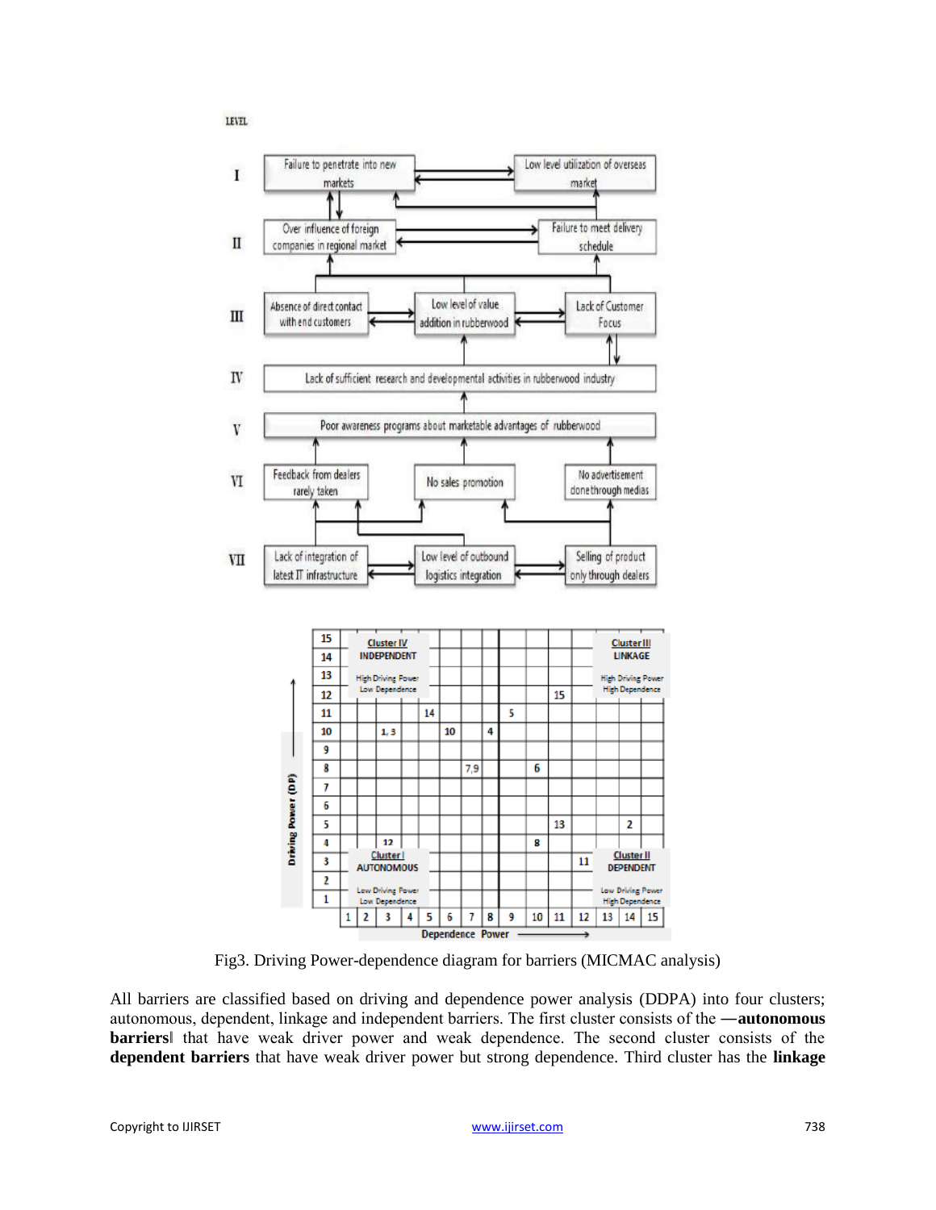LEVEL

- I: Failure to penetrate into new markets; Low level utilization of overseas market
- II: Over influence of foreign companies in regional market; Failure to meet delivery schedule
- III: Absence of direct contact with end customers; Low level of value addition in rubberwood; Lack of Customer Focus
- IV: Lack of sufficient research and developmental activities in rubberwood industry
- V: Poor awareness programs about marketable advantages of rubberwood
- VI: Feedback from dealers rarely taken; No sales promotion; No advertisement done through medias
- VII: Lack of integration of latest IT infrastructure; Low level of outbound logistics integration; Selling of product only through dealers

| Driving Power (DP) | Barriers (Dependence Power) |
|---|---|
| 15 | Cluster IV INDEPENDENT (High Driving Power, Low Dependence); Cluster III LINKAGE (High Driving Power, High Dependence) |
| 12 | 15 (11) |
| 11 | 14 (4), 5 (8) |
| 10 | 1, 3 (2); 10 (5); 4 (7) |
| 8 | 7, 9 (6); 6 (10) |
| 5 | 13 (11); 2 (14) |
| 4 | 12 (3); 8 (10) |
| 3 | 11 (12); Cluster I AUTONOMOUS (Low Driving Power, Low Dependence); Cluster II DEPENDENT (Low Driving Power, High Dependence) |

Dependence Power →

Fig3. Driving Power-dependence diagram for barriers (MICMAC analysis)

All barriers are classified based on driving and dependence power analysis (DDPA) into four clusters; autonomous, dependent, linkage and independent barriers. The first cluster consists of the ―**autonomous barriers**‖ that have weak driver power and weak dependence. The second cluster consists of the **dependent barriers** that have weak driver power but strong dependence. Third cluster has the **linkage**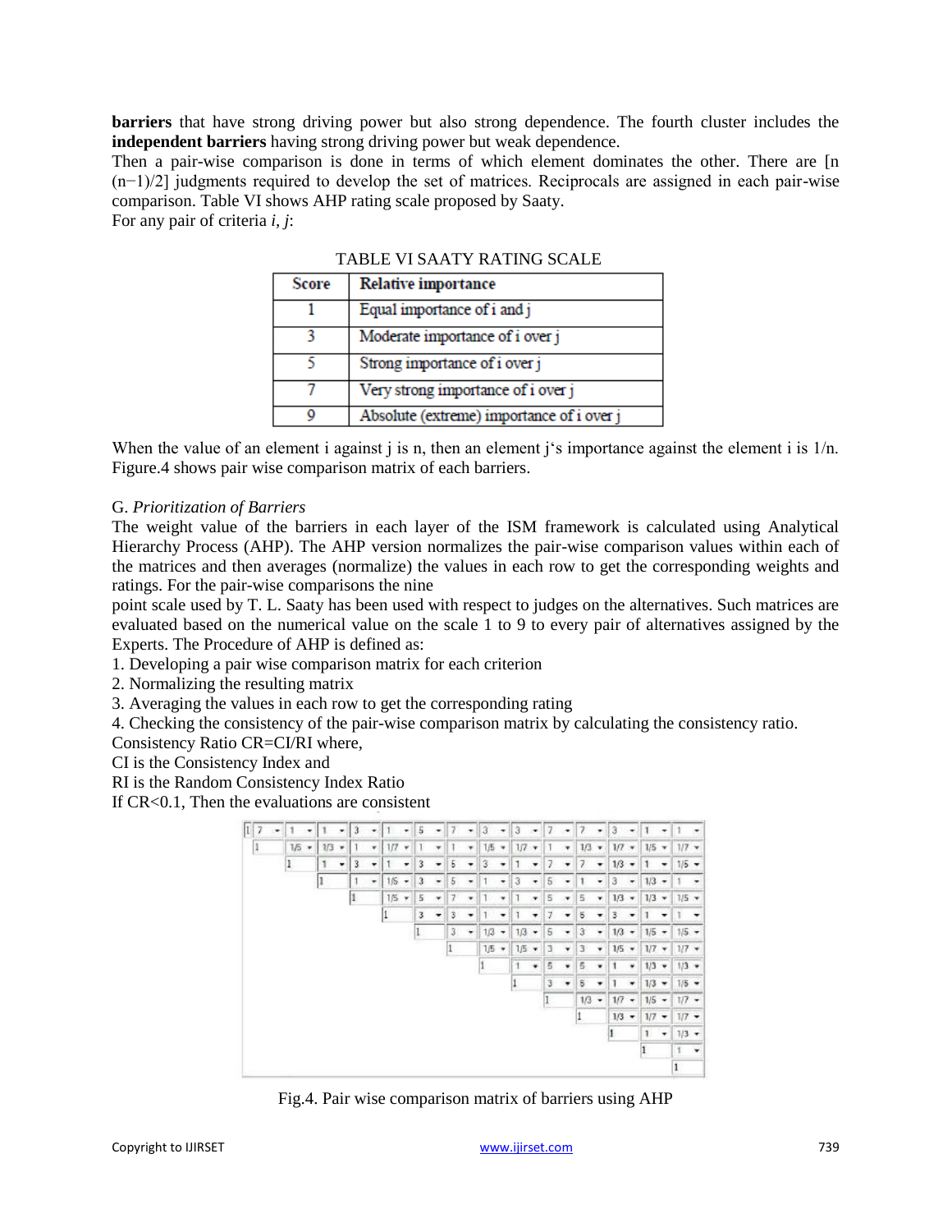**barriers** that have strong driving power but also strong dependence. The fourth cluster includes the **independent barriers** having strong driving power but weak dependence.

Then a pair-wise comparison is done in terms of which element dominates the other. There are [n (n−1)/2] judgments required to develop the set of matrices. Reciprocals are assigned in each pair-wise comparison. Table VI shows AHP rating scale proposed by Saaty.

For any pair of criteria *i, j*:

TABLE VI SAATY RATING SCALE

| Score | Relative importance |
|---|---|
| 1 | Equal importance of i and j |
| 3 | Moderate importance of i over j |
| 5 | Strong importance of i over j |
| 7 | Very strong importance of i over j |
| 9 | Absolute (extreme) importance of i over j |

When the value of an element i against j is n, then an element j's importance against the element i is 1/n. Figure.4 shows pair wise comparison matrix of each barriers.

G. *Prioritization of Barriers*

The weight value of the barriers in each layer of the ISM framework is calculated using Analytical Hierarchy Process (AHP). The AHP version normalizes the pair-wise comparison values within each of the matrices and then averages (normalize) the values in each row to get the corresponding weights and ratings. For the pair-wise comparisons the nine point scale used by T. L. Saaty has been used with respect to judges on the alternatives. Such matrices are evaluated based on the numerical value on the scale 1 to 9 to every pair of alternatives assigned by the Experts. The Procedure of AHP is defined as:

1. Developing a pair wise comparison matrix for each criterion
2. Normalizing the resulting matrix
3. Averaging the values in each row to get the corresponding rating
4. Checking the consistency of the pair-wise comparison matrix by calculating the consistency ratio.

Consistency Ratio CR=CI/RI where,

CI is the Consistency Index and

RI is the Random Consistency Index Ratio

If CR<0.1, Then the evaluations are consistent

| 1 | 7 | 1 | 1 | 3 | 1 | 5 | 7 | 3 | 3 | 7 | 7 | 3 | 1 | 1 |
|---|---|---|---|---|---|---|---|---|---|---|---|---|---|---|
| | 1 | 1/5 | 1/3 | 1 | 1/7 | 1 | 1 | 1/5 | 1/7 | 1 | 1/3 | 1/7 | 1/5 | 1/7 |
| | | 1 | 1 | 3 | 1 | 3 | 5 | 3 | 1 | 7 | 7 | 1/3 | 1 | 1/5 |
| | | | 1 | 1 | 1/5 | 3 | 5 | 1 | 3 | 5 | 1 | 3 | 1/3 | 1 |
| | | | | 1 | 1/5 | 5 | 7 | 1 | 1 | 5 | 5 | 1/3 | 1/3 | 1/5 |
| | | | | | 1 | 3 | 3 | 1 | 1 | 7 | 5 | 3 | 1 | 1 |
| | | | | | | 1 | 3 | 1/3 | 1/3 | 5 | 3 | 1/3 | 1/5 | 1/5 |
| | | | | | | | 1 | 1/5 | 1/5 | 3 | 3 | 1/5 | 1/7 | 1/7 |
| | | | | | | | | 1 | 1 | 5 | 5 | 1 | 1/3 | 1/3 |
| | | | | | | | | | 1 | 3 | 5 | 1 | 1/3 | 1/5 |
| | | | | | | | | | | 1 | 1/3 | 1/7 | 1/5 | 1/7 |
| | | | | | | | | | | | 1 | 1/3 | 1/7 | 1/7 |
| | | | | | | | | | | | | 1 | 1 | 1/3 |
| | | | | | | | | | | | | | 1 | 1 |
| | | | | | | | | | | | | | | 1 |

Fig.4. Pair wise comparison matrix of barriers using AHP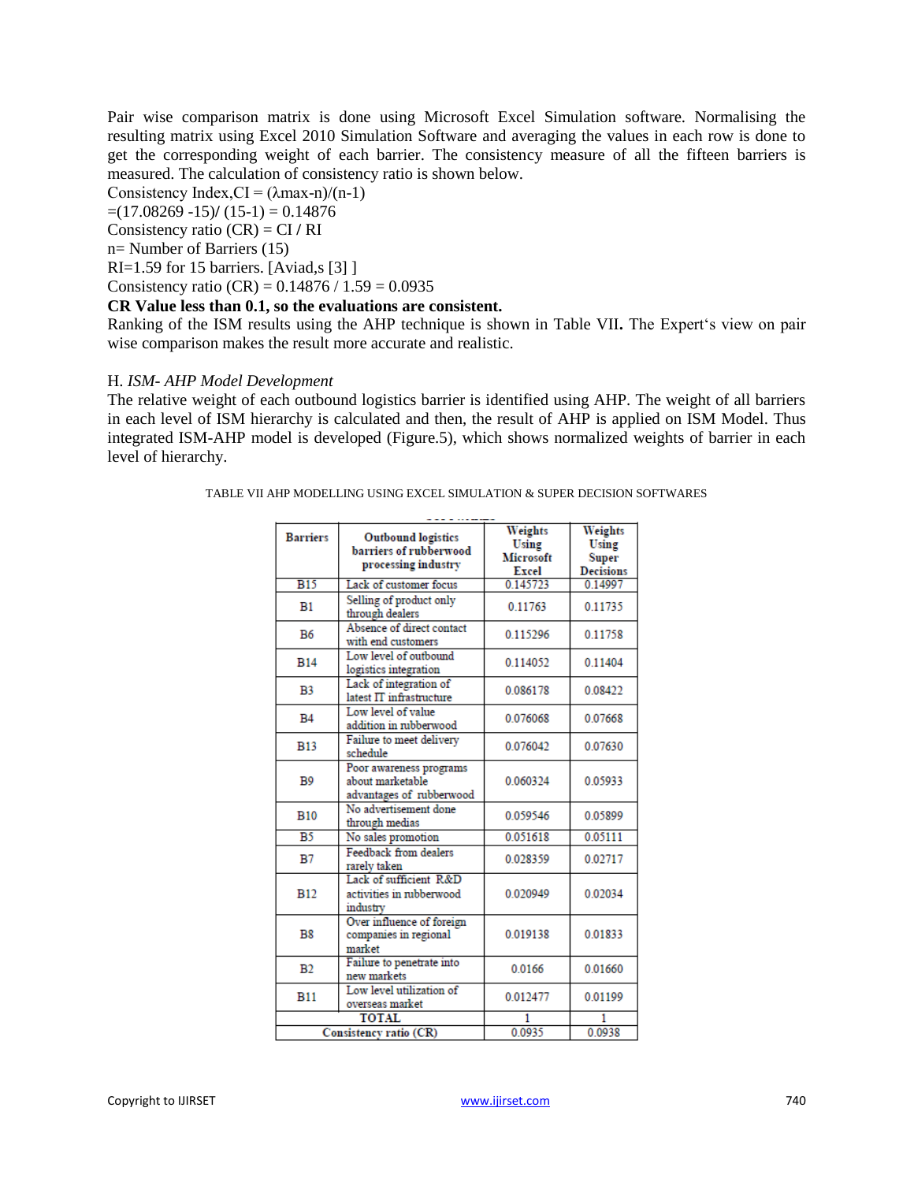Pair wise comparison matrix is done using Microsoft Excel Simulation software. Normalising the resulting matrix using Excel 2010 Simulation Software and averaging the values in each row is done to get the corresponding weight of each barrier. The consistency measure of all the fifteen barriers is measured. The calculation of consistency ratio is shown below.

Consistency Index,CI = ($\lambda$max-n)/(n-1)

=(17.08269 -15)/ (15-1) = 0.14876

Consistency ratio (CR) = CI / RI

n= Number of Barriers (15)

RI=1.59 for 15 barriers. [Aviad,s [3] ]

Consistency ratio (CR) = 0.14876 / 1.59 = 0.0935

**CR Value less than 0.1, so the evaluations are consistent.**

Ranking of the ISM results using the AHP technique is shown in Table VII**.** The Expert‘s view on pair wise comparison makes the result more accurate and realistic.

H. *ISM- AHP Model Development*

The relative weight of each outbound logistics barrier is identified using AHP. The weight of all barriers in each level of ISM hierarchy is calculated and then, the result of AHP is applied on ISM Model. Thus integrated ISM-AHP model is developed (Figure.5), which shows normalized weights of barrier in each level of hierarchy.

TABLE VII AHP MODELLING USING EXCEL SIMULATION & SUPER DECISION SOFTWARES

| Barriers | Outbound logistics barriers of rubberwood processing industry | Weights Using Microsoft Excel | Weights Using Super Decisions |
|---|---|---|---|
| B15 | Lack of customer focus | 0.145723 | 0.14997 |
| B1 | Selling of product only through dealers | 0.11763 | 0.11735 |
| B6 | Absence of direct contact with end customers | 0.115296 | 0.11758 |
| B14 | Low level of outbound logistics integration | 0.114052 | 0.11404 |
| B3 | Lack of integration of latest IT infrastructure | 0.086178 | 0.08422 |
| B4 | Low level of value addition in rubberwood | 0.076068 | 0.07668 |
| B13 | Failure to meet delivery schedule | 0.076042 | 0.07630 |
| B9 | Poor awareness programs about marketable advantages of rubberwood | 0.060324 | 0.05933 |
| B10 | No advertisement done through medias | 0.059546 | 0.05899 |
| B5 | No sales promotion | 0.051618 | 0.05111 |
| B7 | Feedback from dealers rarely taken | 0.028359 | 0.02717 |
| B12 | Lack of sufficient R&D activities in rubberwood industry | 0.020949 | 0.02034 |
| B8 | Over influence of foreign companies in regional market | 0.019138 | 0.01833 |
| B2 | Failure to penetrate into new markets | 0.0166 | 0.01660 |
| B11 | Low level utilization of overseas market | 0.012477 | 0.01199 |
| TOTAL | | 1 | 1 |
| Consistency ratio (CR) | | 0.0935 | 0.0938 |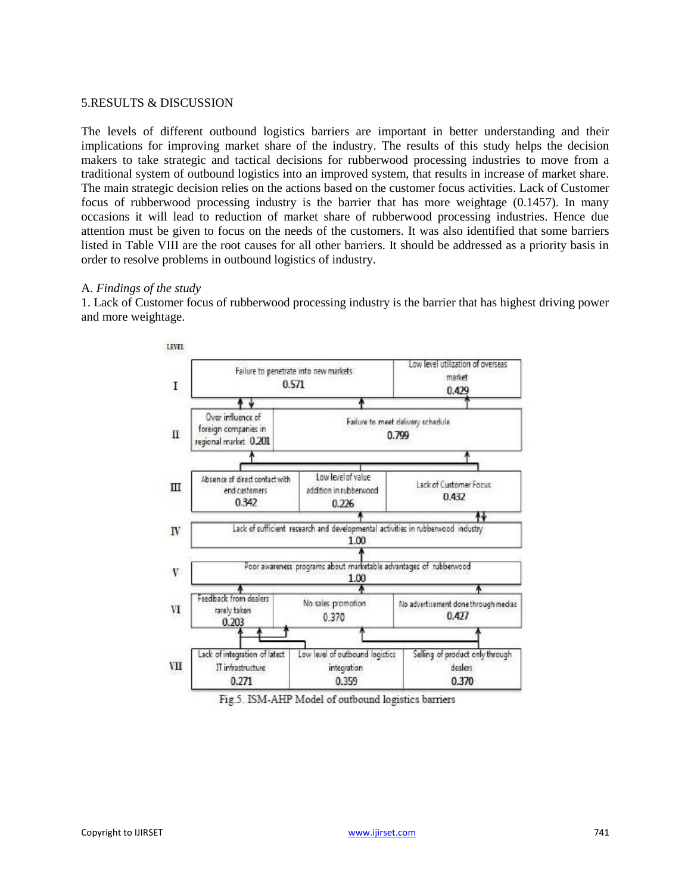## 5.RESULTS & DISCUSSION

The levels of different outbound logistics barriers are important in better understanding and their implications for improving market share of the industry. The results of this study helps the decision makers to take strategic and tactical decisions for rubberwood processing industries to move from a traditional system of outbound logistics into an improved system, that results in increase of market share. The main strategic decision relies on the actions based on the customer focus activities. Lack of Customer focus of rubberwood processing industry is the barrier that has more weightage (0.1457). In many occasions it will lead to reduction of market share of rubberwood processing industries. Hence due attention must be given to focus on the needs of the customers. It was also identified that some barriers listed in Table VIII are the root causes for all other barriers. It should be addressed as a priority basis in order to resolve problems in outbound logistics of industry.

### A. *Findings of the study*

1. Lack of Customer focus of rubberwood processing industry is the barrier that has highest driving power and more weightage.

| LEVEL | Barriers | | |
|---|---|---|---|
| I | Failure to penetrate into new markets 0.571 | Low level utilization of overseas market 0.429 | |
| II | Over influence of foreign companies in regional market 0.201 | Failure to meet delivery schedule 0.799 | |
| III | Absence of direct contact with end customers 0.342 | Low level of value addition in rubberwood 0.226 | Lack of Customer Focus 0.432 |
| IV | Lack of sufficient research and developmental activities in rubberwood industry 1.00 | | |
| V | Poor awareness programs about marketable advantages of rubberwood 1.00 | | |
| VI | Feedback from dealers rarely taken 0.203 | No sales promotion 0.370 | No advertisement done through medias 0.427 |
| VII | Lack of integration of latest IT infrastructure 0.271 | Low level of outbound logistics integration 0.359 | Selling of product only through dealers 0.370 |

Fig.5. ISM-AHP Model of outbound logistics barriers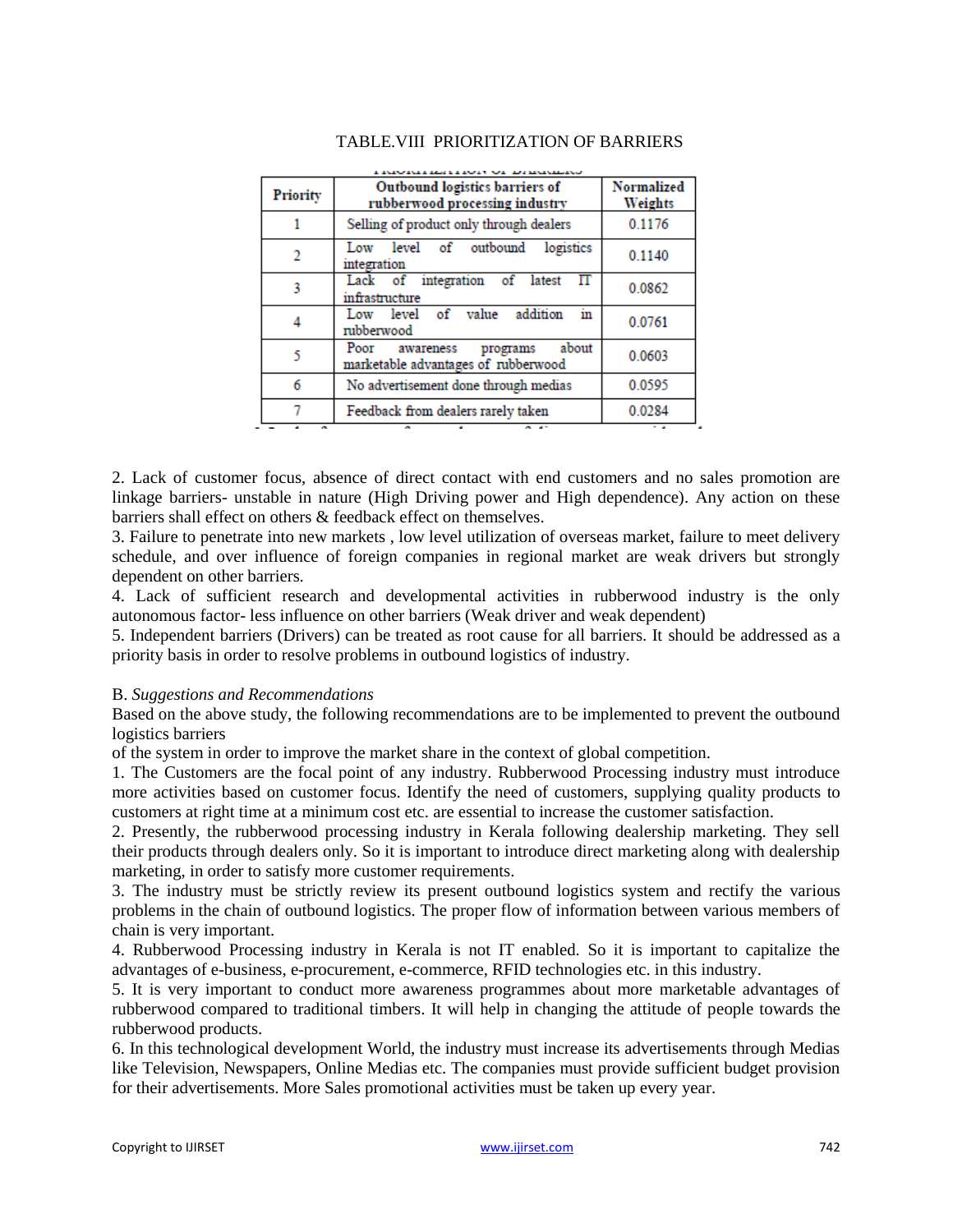TABLE.VIII PRIORITIZATION OF BARRIERS

| Priority | Outbound logistics barriers of rubberwood processing industry | Normalized Weights |
|---|---|---|
| 1 | Selling of product only through dealers | 0.1176 |
| 2 | Low level of outbound logistics integration | 0.1140 |
| 3 | Lack of integration of latest IT infrastructure | 0.0862 |
| 4 | Low level of value addition in rubberwood | 0.0761 |
| 5 | Poor awareness programs about marketable advantages of rubberwood | 0.0603 |
| 6 | No advertisement done through medias | 0.0595 |
| 7 | Feedback from dealers rarely taken | 0.0284 |

2. Lack of customer focus, absence of direct contact with end customers and no sales promotion are linkage barriers- unstable in nature (High Driving power and High dependence). Any action on these barriers shall effect on others & feedback effect on themselves.

3. Failure to penetrate into new markets , low level utilization of overseas market, failure to meet delivery schedule, and over influence of foreign companies in regional market are weak drivers but strongly dependent on other barriers.

4. Lack of sufficient research and developmental activities in rubberwood industry is the only autonomous factor- less influence on other barriers (Weak driver and weak dependent)

5. Independent barriers (Drivers) can be treated as root cause for all barriers. It should be addressed as a priority basis in order to resolve problems in outbound logistics of industry.

B. *Suggestions and Recommendations*

Based on the above study, the following recommendations are to be implemented to prevent the outbound logistics barriers
of the system in order to improve the market share in the context of global competition.

1. The Customers are the focal point of any industry. Rubberwood Processing industry must introduce more activities based on customer focus. Identify the need of customers, supplying quality products to customers at right time at a minimum cost etc. are essential to increase the customer satisfaction.

2. Presently, the rubberwood processing industry in Kerala following dealership marketing. They sell their products through dealers only. So it is important to introduce direct marketing along with dealership marketing, in order to satisfy more customer requirements.

3. The industry must be strictly review its present outbound logistics system and rectify the various problems in the chain of outbound logistics. The proper flow of information between various members of chain is very important.

4. Rubberwood Processing industry in Kerala is not IT enabled. So it is important to capitalize the advantages of e-business, e-procurement, e-commerce, RFID technologies etc. in this industry.

5. It is very important to conduct more awareness programmes about more marketable advantages of rubberwood compared to traditional timbers. It will help in changing the attitude of people towards the rubberwood products.

6. In this technological development World, the industry must increase its advertisements through Medias like Television, Newspapers, Online Medias etc. The companies must provide sufficient budget provision for their advertisements. More Sales promotional activities must be taken up every year.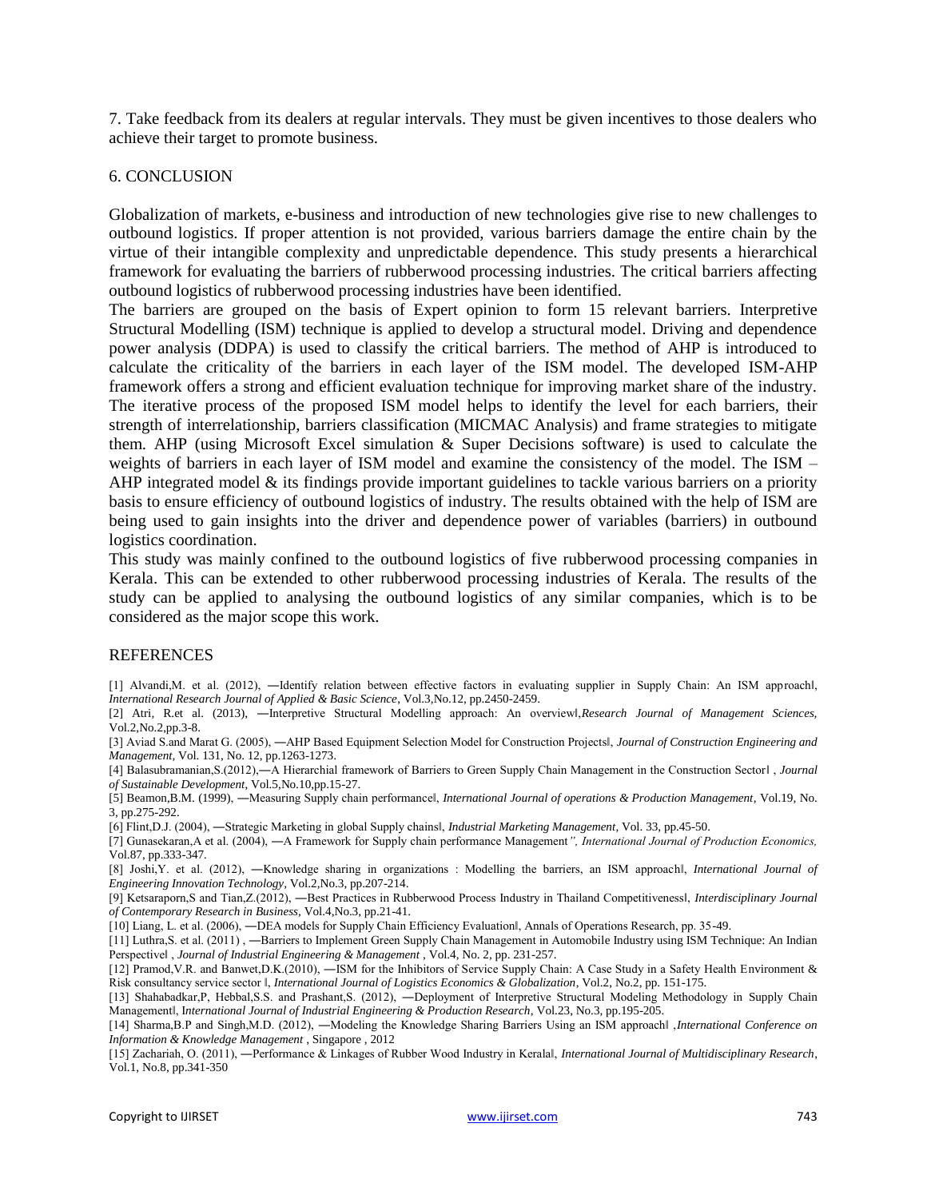7. Take feedback from its dealers at regular intervals. They must be given incentives to those dealers who achieve their target to promote business.

## 6. CONCLUSION

Globalization of markets, e-business and introduction of new technologies give rise to new challenges to outbound logistics. If proper attention is not provided, various barriers damage the entire chain by the virtue of their intangible complexity and unpredictable dependence. This study presents a hierarchical framework for evaluating the barriers of rubberwood processing industries. The critical barriers affecting outbound logistics of rubberwood processing industries have been identified.

The barriers are grouped on the basis of Expert opinion to form 15 relevant barriers. Interpretive Structural Modelling (ISM) technique is applied to develop a structural model. Driving and dependence power analysis (DDPA) is used to classify the critical barriers. The method of AHP is introduced to calculate the criticality of the barriers in each layer of the ISM model. The developed ISM-AHP framework offers a strong and efficient evaluation technique for improving market share of the industry. The iterative process of the proposed ISM model helps to identify the level for each barriers, their strength of interrelationship, barriers classification (MICMAC Analysis) and frame strategies to mitigate them. AHP (using Microsoft Excel simulation & Super Decisions software) is used to calculate the weights of barriers in each layer of ISM model and examine the consistency of the model. The ISM – AHP integrated model & its findings provide important guidelines to tackle various barriers on a priority basis to ensure efficiency of outbound logistics of industry. The results obtained with the help of ISM are being used to gain insights into the driver and dependence power of variables (barriers) in outbound logistics coordination.

This study was mainly confined to the outbound logistics of five rubberwood processing companies in Kerala. This can be extended to other rubberwood processing industries of Kerala. The results of the study can be applied to analysing the outbound logistics of any similar companies, which is to be considered as the major scope this work.

## REFERENCES

[1] Alvandi,M. et al. (2012), ―Identify relation between effective factors in evaluating supplier in Supply Chain: An ISM approach‖, *International Research Journal of Applied & Basic Science*, Vol.3,No.12, pp.2450-2459.

[2] Atri, R.et al. (2013), ―Interpretive Structural Modelling approach: An overview‖,*Research Journal of Management Sciences,* Vol.2,No.2,pp.3-8.

[3] Aviad S.and Marat G. (2005), ―AHP Based Equipment Selection Model for Construction Projects‖, *Journal of Construction Engineering and Management,* Vol. 131, No. 12, pp.1263-1273.

[4] Balasubramanian,S.(2012),―A Hierarchial framework of Barriers to Green Supply Chain Management in the Construction Sector‖ , *Journal of Sustainable Development,* Vol.5,No.10,pp.15-27.

[5] Beamon,B.M. (1999), ―Measuring Supply chain performance‖, *International Journal of operations & Production Management*, Vol.19, No. 3, pp.275-292.

[6] Flint,D.J. (2004), ―Strategic Marketing in global Supply chains‖, *Industrial Marketing Management*, Vol. 33, pp.45-50.

[7] Gunasekaran,A et al. (2004), ―A Framework for Supply chain performance Management*", International Journal of Production Economics,* Vol.87, pp.333-347.

[8] Joshi,Y. et al. (2012), ―Knowledge sharing in organizations : Modelling the barriers, an ISM approach‖, *International Journal of Engineering Innovation Technology,* Vol.2,No.3, pp.207-214.

[9] Ketsaraporn,S and Tian,Z.(2012), ―Best Practices in Rubberwood Process Industry in Thailand Competitiveness‖, *Interdisciplinary Journal of Contemporary Research in Business,* Vol.4,No.3, pp.21-41.

[10] Liang, L. et al. (2006), ―DEA models for Supply Chain Efficiency Evaluation‖, Annals of Operations Research, pp. 35-49.

[11] Luthra,S. et al. (2011) , ―Barriers to Implement Green Supply Chain Management in Automobile Industry using ISM Technique: An Indian Perspective‖ , *Journal of Industrial Engineering & Management* , Vol.4, No. 2, pp. 231-257.

[12] Pramod,V.R. and Banwet,D.K.(2010), ―ISM for the Inhibitors of Service Supply Chain: A Case Study in a Safety Health Environment & Risk consultancy service sector ‖, *International Journal of Logistics Economics & Globalization*, Vol.2, No.2, pp. 151-175.

[13] Shahabadkar,P, Hebbal,S.S. and Prashant,S. (2012), ―Deployment of Interpretive Structural Modeling Methodology in Supply Chain Management‖, I*nternational Journal of Industrial Engineering & Production Research,* Vol.23, No.3, pp.195-205.

[14] Sharma,B.P and Singh,M.D. (2012), ―Modeling the Knowledge Sharing Barriers Using an ISM approach‖ ,*International Conference on Information & Knowledge Management* , Singapore , 2012

[15] Zachariah, O. (2011), ―Performance & Linkages of Rubber Wood Industry in Kerala‖, *International Journal of Multidisciplinary Research*, Vol.1, No.8, pp.341-350